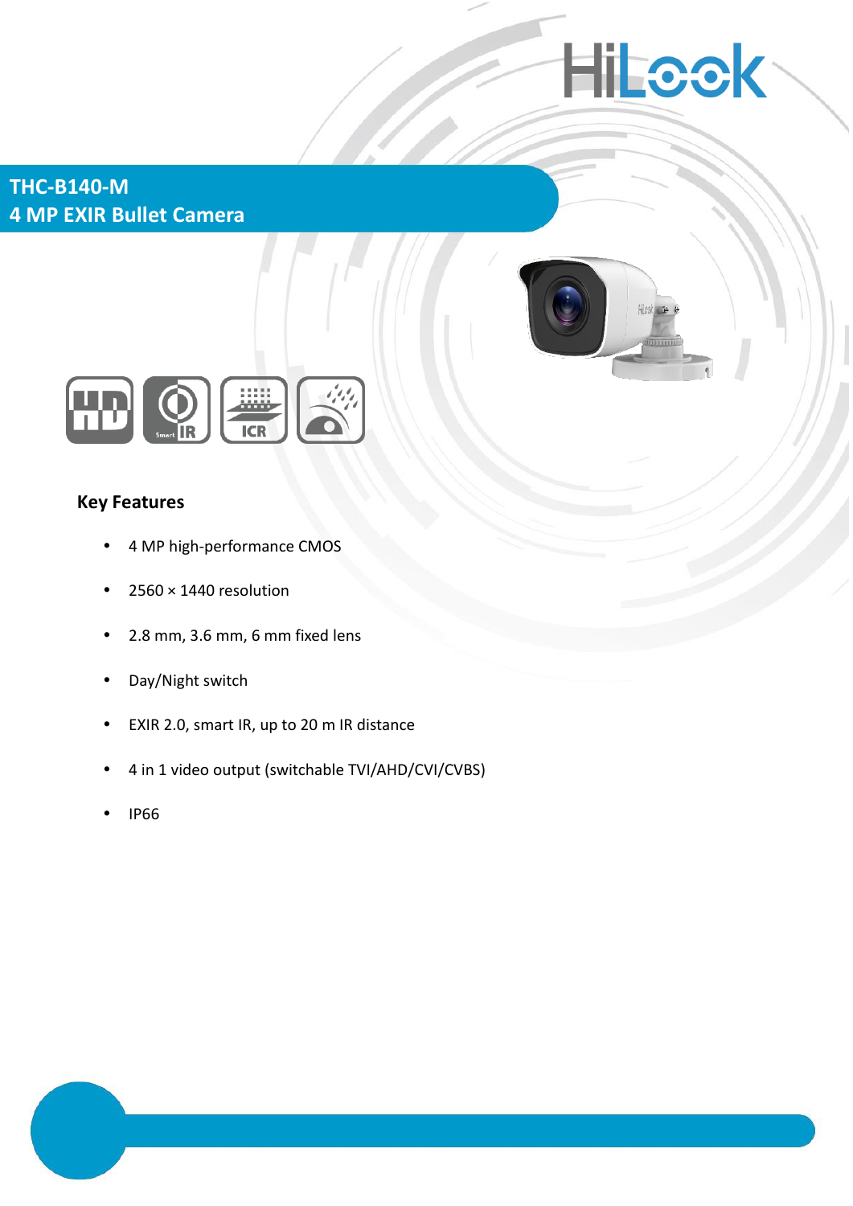# THC-B140-M
# 4 MP EXIR Bullet Camera

## Key Features

- 4 MP high-performance CMOS
- 2560 × 1440 resolution
- 2.8 mm, 3.6 mm, 6 mm fixed lens
- Day/Night switch
- EXIR 2.0, smart IR, up to 20 m IR distance
- 4 in 1 video output (switchable TVI/AHD/CVI/CVBS)
- IP66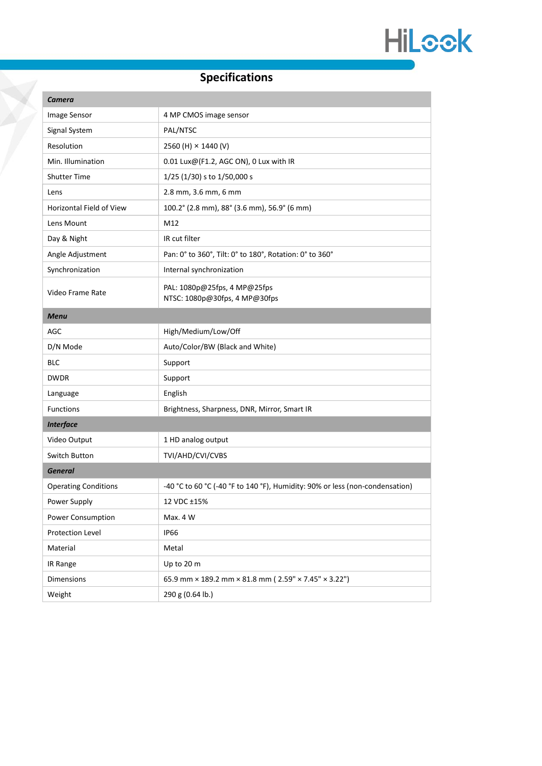## Specifications

| ***Camera*** | |
|---|---|
| Image Sensor | 4 MP CMOS image sensor |
| Signal System | PAL/NTSC |
| Resolution | 2560 (H) × 1440 (V) |
| Min. Illumination | 0.01 Lux@(F1.2, AGC ON), 0 Lux with IR |
| Shutter Time | 1/25 (1/30) s to 1/50,000 s |
| Lens | 2.8 mm, 3.6 mm, 6 mm |
| Horizontal Field of View | 100.2° (2.8 mm), 88° (3.6 mm), 56.9° (6 mm) |
| Lens Mount | M12 |
| Day & Night | IR cut filter |
| Angle Adjustment | Pan: 0° to 360°, Tilt: 0° to 180°, Rotation: 0° to 360° |
| Synchronization | Internal synchronization |
| Video Frame Rate | PAL: 1080p@25fps, 4 MP@25fps<br>NTSC: 1080p@30fps, 4 MP@30fps |
| ***Menu*** | |
| AGC | High/Medium/Low/Off |
| D/N Mode | Auto/Color/BW (Black and White) |
| BLC | Support |
| DWDR | Support |
| Language | English |
| Functions | Brightness, Sharpness, DNR, Mirror, Smart IR |
| ***Interface*** | |
| Video Output | 1 HD analog output |
| Switch Button | TVI/AHD/CVI/CVBS |
| ***General*** | |
| Operating Conditions | -40 °C to 60 °C (-40 °F to 140 °F), Humidity: 90% or less (non-condensation) |
| Power Supply | 12 VDC ±15% |
| Power Consumption | Max. 4 W |
| Protection Level | IP66 |
| Material | Metal |
| IR Range | Up to 20 m |
| Dimensions | 65.9 mm × 189.2 mm × 81.8 mm ( 2.59" × 7.45" × 3.22") |
| Weight | 290 g (0.64 lb.) |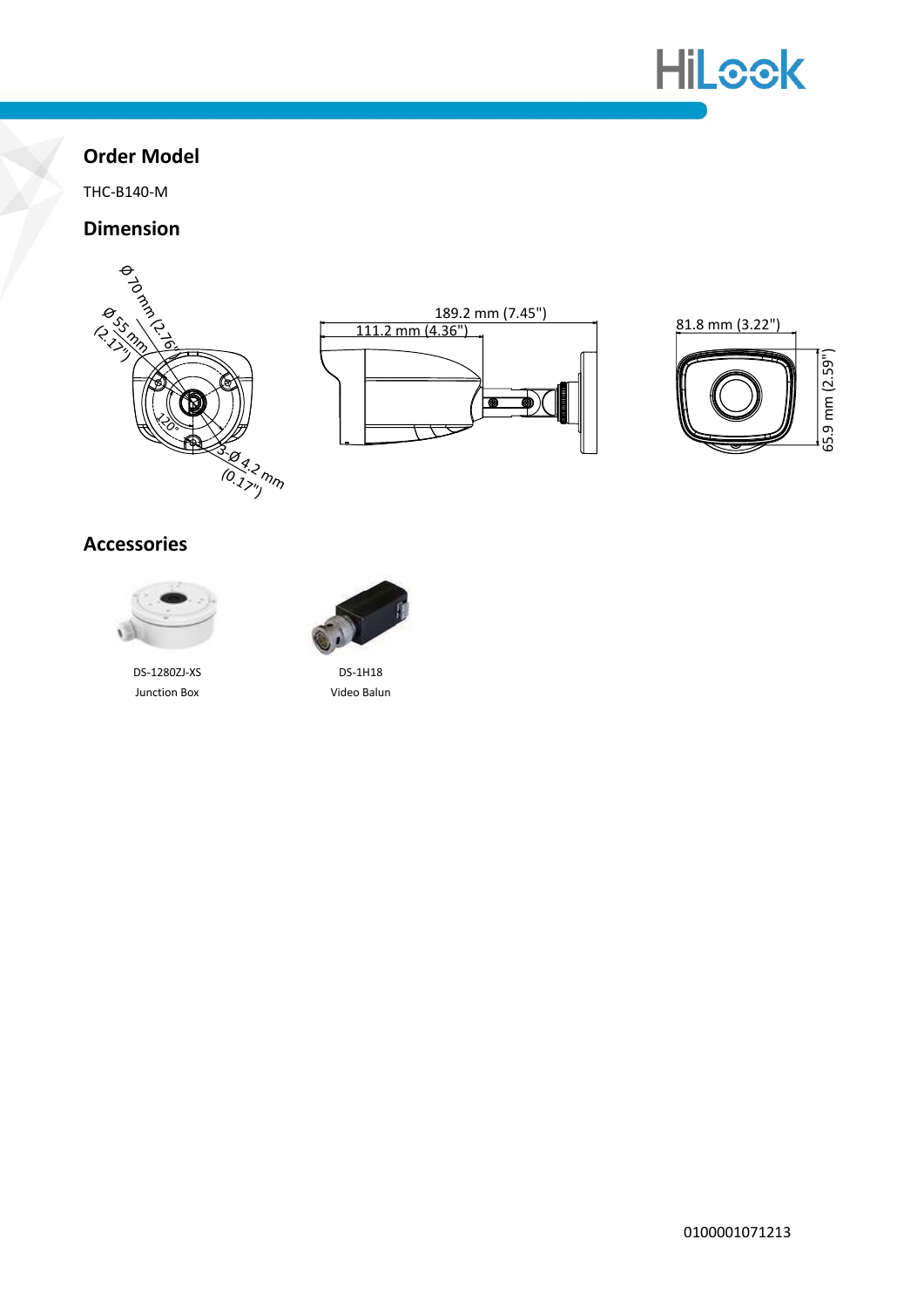## Order Model

THC-B140-M

## Dimension

Ø 70 mm (2.76")

Ø 55 mm (2.17")

120°

3-Ø 4.2 mm (0.17")

189.2 mm (7.45")

111.2 mm (4.36")

81.8 mm (3.22")

65.9 mm (2.59")

## Accessories

DS-1280ZJ-XS
Junction Box

DS-1H18
Video Balun

0100001071213